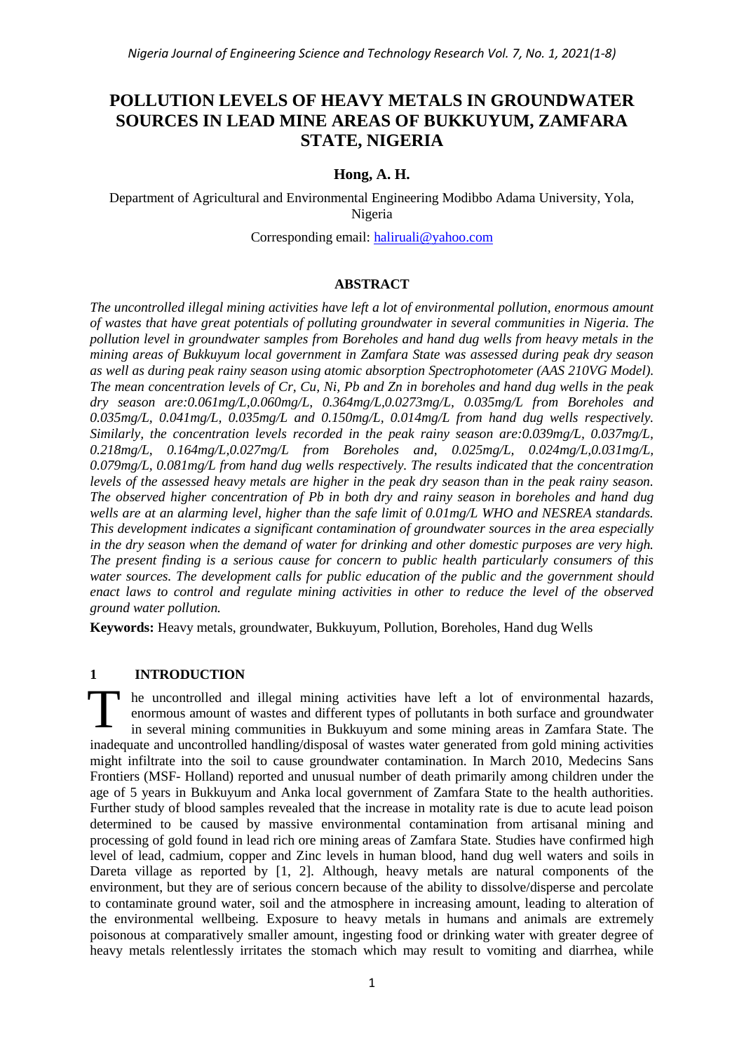# POLLUTION LEVELS OF HEAVY METALS IN GROUNDWATER SOURCES IN LEAD MINE AREAS OF BUKKUYUM, ZAMFARA STATE, NIGERIA

**Hong, A. H.**

Department of Agricultural and Environmental Engineering Modibbo Adama University, Yola, Nigeria

Corresponding email: haliruali@yahoo.com

## ABSTRACT

*The uncontrolled illegal mining activities have left a lot of environmental pollution, enormous amount of wastes that have great potentials of polluting groundwater in several communities in Nigeria. The pollution level in groundwater samples from Boreholes and hand dug wells from heavy metals in the mining areas of Bukkuyum local government in Zamfara State was assessed during peak dry season as well as during peak rainy season using atomic absorption Spectrophotometer (AAS 210VG Model). The mean concentration levels of Cr, Cu, Ni, Pb and Zn in boreholes and hand dug wells in the peak dry season are:0.061mg/L,0.060mg/L, 0.364mg/L,0.0273mg/L, 0.035mg/L from Boreholes and 0.035mg/L, 0.041mg/L, 0.035mg/L and 0.150mg/L, 0.014mg/L from hand dug wells respectively. Similarly, the concentration levels recorded in the peak rainy season are:0.039mg/L, 0.037mg/L, 0.218mg/L, 0.164mg/L,0.027mg/L from Boreholes and, 0.025mg/L, 0.024mg/L,0.031mg/L, 0.079mg/L, 0.081mg/L from hand dug wells respectively. The results indicated that the concentration levels of the assessed heavy metals are higher in the peak dry season than in the peak rainy season. The observed higher concentration of Pb in both dry and rainy season in boreholes and hand dug wells are at an alarming level, higher than the safe limit of 0.01mg/L WHO and NESREA standards. This development indicates a significant contamination of groundwater sources in the area especially in the dry season when the demand of water for drinking and other domestic purposes are very high. The present finding is a serious cause for concern to public health particularly consumers of this water sources. The development calls for public education of the public and the government should enact laws to control and regulate mining activities in other to reduce the level of the observed ground water pollution.*

**Keywords:** Heavy metals, groundwater, Bukkuyum, Pollution, Boreholes, Hand dug Wells

## 1 INTRODUCTION

The uncontrolled and illegal mining activities have left a lot of environmental hazards, enormous amount of wastes and different types of pollutants in both surface and groundwater in several mining communities in Bukkuyum and some mining areas in Zamfara State. The inadequate and uncontrolled handling/disposal of wastes water generated from gold mining activities might infiltrate into the soil to cause groundwater contamination. In March 2010, Medecins Sans Frontiers (MSF- Holland) reported and unusual number of death primarily among children under the age of 5 years in Bukkuyum and Anka local government of Zamfara State to the health authorities. Further study of blood samples revealed that the increase in motality rate is due to acute lead poison determined to be caused by massive environmental contamination from artisanal mining and processing of gold found in lead rich ore mining areas of Zamfara State. Studies have confirmed high level of lead, cadmium, copper and Zinc levels in human blood, hand dug well waters and soils in Dareta village as reported by [1, 2]. Although, heavy metals are natural components of the environment, but they are of serious concern because of the ability to dissolve/disperse and percolate to contaminate ground water, soil and the atmosphere in increasing amount, leading to alteration of the environmental wellbeing. Exposure to heavy metals in humans and animals are extremely poisonous at comparatively smaller amount, ingesting food or drinking water with greater degree of heavy metals relentlessly irritates the stomach which may result to vomiting and diarrhea, while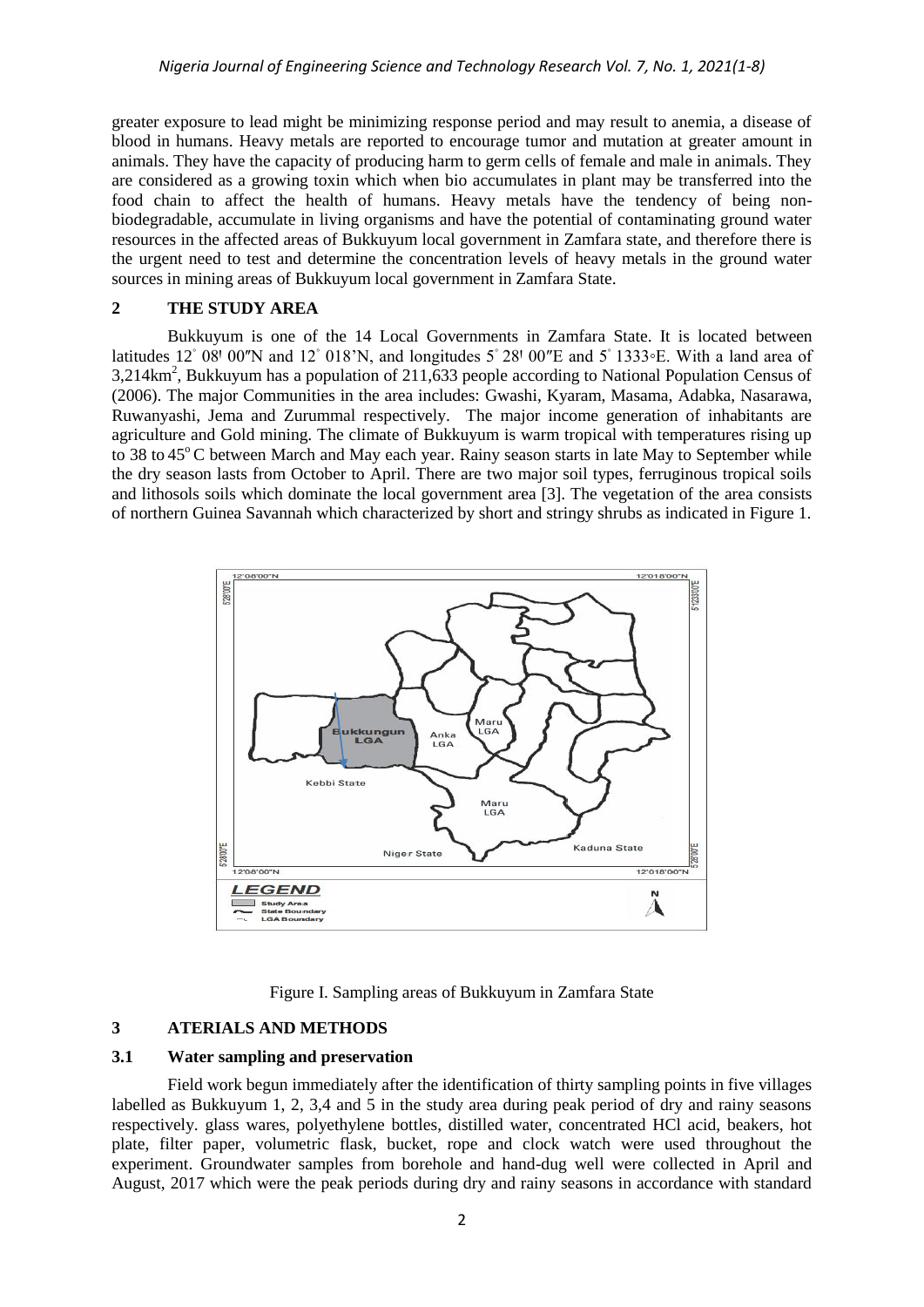greater exposure to lead might be minimizing response period and may result to anemia, a disease of blood in humans. Heavy metals are reported to encourage tumor and mutation at greater amount in animals. They have the capacity of producing harm to germ cells of female and male in animals. They are considered as a growing toxin which when bio accumulates in plant may be transferred into the food chain to affect the health of humans. Heavy metals have the tendency of being non-biodegradable, accumulate in living organisms and have the potential of contaminating ground water resources in the affected areas of Bukkuyum local government in Zamfara state, and therefore there is the urgent need to test and determine the concentration levels of heavy metals in the ground water sources in mining areas of Bukkuyum local government in Zamfara State.

## 2 THE STUDY AREA

Bukkuyum is one of the 14 Local Governments in Zamfara State. It is located between latitudes 12° 08' 00″N and 12° 018'N, and longitudes 5° 28' 00″E and 5° 1333◦E. With a land area of 3,214km$^2$, Bukkuyum has a population of 211,633 people according to National Population Census of (2006). The major Communities in the area includes: Gwashi, Kyaram, Masama, Adabka, Nasarawa, Ruwanyashi, Jema and Zurummal respectively. The major income generation of inhabitants are agriculture and Gold mining. The climate of Bukkuyum is warm tropical with temperatures rising up to 38 to 45°C between March and May each year. Rainy season starts in late May to September while the dry season lasts from October to April. There are two major soil types, ferruginous tropical soils and lithosols soils which dominate the local government area [3]. The vegetation of the area consists of northern Guinea Savannah which characterized by short and stringy shrubs as indicated in Figure 1.

Figure I. Sampling areas of Bukkuyum in Zamfara State

## 3 ATERIALS AND METHODS

### 3.1 Water sampling and preservation

Field work begun immediately after the identification of thirty sampling points in five villages labelled as Bukkuyum 1, 2, 3,4 and 5 in the study area during peak period of dry and rainy seasons respectively. glass wares, polyethylene bottles, distilled water, concentrated HCl acid, beakers, hot plate, filter paper, volumetric flask, bucket, rope and clock watch were used throughout the experiment. Groundwater samples from borehole and hand-dug well were collected in April and August, 2017 which were the peak periods during dry and rainy seasons in accordance with standard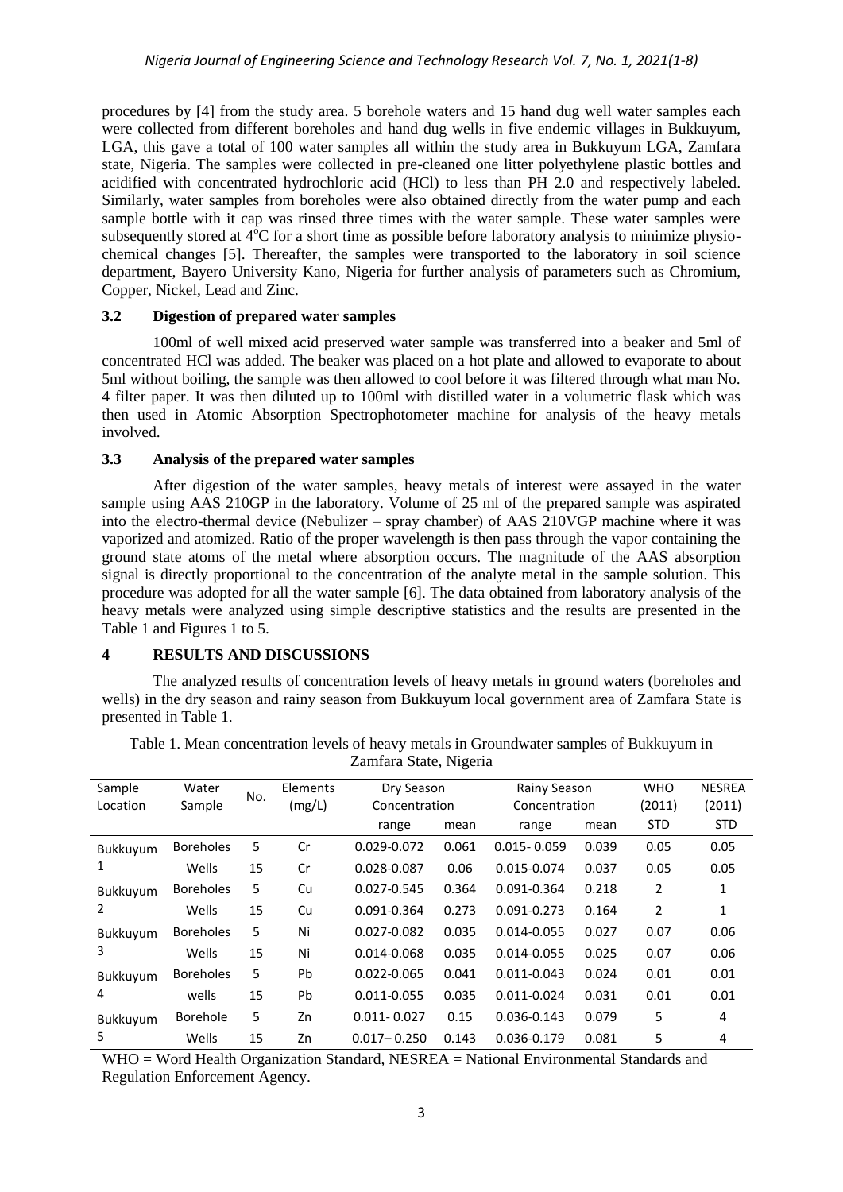procedures by [4] from the study area. 5 borehole waters and 15 hand dug well water samples each were collected from different boreholes and hand dug wells in five endemic villages in Bukkuyum, LGA, this gave a total of 100 water samples all within the study area in Bukkuyum LGA, Zamfara state, Nigeria. The samples were collected in pre-cleaned one litter polyethylene plastic bottles and acidified with concentrated hydrochloric acid (HCl) to less than PH 2.0 and respectively labeled. Similarly, water samples from boreholes were also obtained directly from the water pump and each sample bottle with it cap was rinsed three times with the water sample. These water samples were subsequently stored at 4°C for a short time as possible before laboratory analysis to minimize physio-chemical changes [5]. Thereafter, the samples were transported to the laboratory in soil science department, Bayero University Kano, Nigeria for further analysis of parameters such as Chromium, Copper, Nickel, Lead and Zinc.

### 3.2 Digestion of prepared water samples

100ml of well mixed acid preserved water sample was transferred into a beaker and 5ml of concentrated HCl was added. The beaker was placed on a hot plate and allowed to evaporate to about 5ml without boiling, the sample was then allowed to cool before it was filtered through what man No. 4 filter paper. It was then diluted up to 100ml with distilled water in a volumetric flask which was then used in Atomic Absorption Spectrophotometer machine for analysis of the heavy metals involved.

### 3.3 Analysis of the prepared water samples

After digestion of the water samples, heavy metals of interest were assayed in the water sample using AAS 210GP in the laboratory. Volume of 25 ml of the prepared sample was aspirated into the electro-thermal device (Nebulizer – spray chamber) of AAS 210VGP machine where it was vaporized and atomized. Ratio of the proper wavelength is then pass through the vapor containing the ground state atoms of the metal where absorption occurs. The magnitude of the AAS absorption signal is directly proportional to the concentration of the analyte metal in the sample solution. This procedure was adopted for all the water sample [6]. The data obtained from laboratory analysis of the heavy metals were analyzed using simple descriptive statistics and the results are presented in the Table 1 and Figures 1 to 5.

## 4 RESULTS AND DISCUSSIONS

The analyzed results of concentration levels of heavy metals in ground waters (boreholes and wells) in the dry season and rainy season from Bukkuyum local government area of Zamfara State is presented in Table 1.

Table 1. Mean concentration levels of heavy metals in Groundwater samples of Bukkuyum in Zamfara State, Nigeria

| Sample Location | Water Sample | No. | Elements (mg/L) | Dry Season Concentration | | Rainy Season Concentration | | WHO (2011) | NESREA (2011) |
|---|---|---|---|---|---|---|---|---|---|
| | | | | range | mean | range | mean | STD | STD |
| Bukkuyum 1 | Boreholes | 5 | Cr | 0.029-0.072 | 0.061 | 0.015- 0.059 | 0.039 | 0.05 | 0.05 |
| | Wells | 15 | Cr | 0.028-0.087 | 0.06 | 0.015-0.074 | 0.037 | 0.05 | 0.05 |
| Bukkuyum 2 | Boreholes | 5 | Cu | 0.027-0.545 | 0.364 | 0.091-0.364 | 0.218 | 2 | 1 |
| | Wells | 15 | Cu | 0.091-0.364 | 0.273 | 0.091-0.273 | 0.164 | 2 | 1 |
| Bukkuyum 3 | Boreholes | 5 | Ni | 0.027-0.082 | 0.035 | 0.014-0.055 | 0.027 | 0.07 | 0.06 |
| | Wells | 15 | Ni | 0.014-0.068 | 0.035 | 0.014-0.055 | 0.025 | 0.07 | 0.06 |
| Bukkuyum 4 | Boreholes | 5 | Pb | 0.022-0.065 | 0.041 | 0.011-0.043 | 0.024 | 0.01 | 0.01 |
| | wells | 15 | Pb | 0.011-0.055 | 0.035 | 0.011-0.024 | 0.031 | 0.01 | 0.01 |
| Bukkuyum 5 | Borehole | 5 | Zn | 0.011- 0.027 | 0.15 | 0.036-0.143 | 0.079 | 5 | 4 |
| | Wells | 15 | Zn | 0.017– 0.250 | 0.143 | 0.036-0.179 | 0.081 | 5 | 4 |

WHO = Word Health Organization Standard, NESREA = National Environmental Standards and Regulation Enforcement Agency.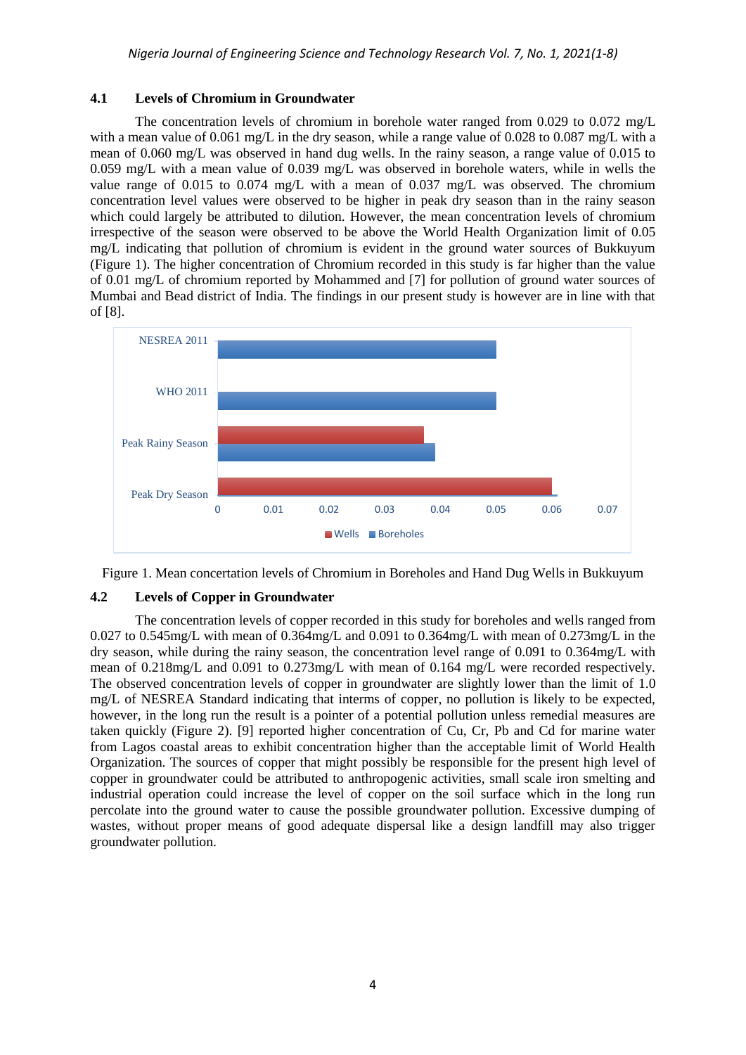## 4.1 Levels of Chromium in Groundwater

The concentration levels of chromium in borehole water ranged from 0.029 to 0.072 mg/L with a mean value of 0.061 mg/L in the dry season, while a range value of 0.028 to 0.087 mg/L with a mean of 0.060 mg/L was observed in hand dug wells. In the rainy season, a range value of 0.015 to 0.059 mg/L with a mean value of 0.039 mg/L was observed in borehole waters, while in wells the value range of 0.015 to 0.074 mg/L with a mean of 0.037 mg/L was observed. The chromium concentration level values were observed to be higher in peak dry season than in the rainy season which could largely be attributed to dilution. However, the mean concentration levels of chromium irrespective of the season were observed to be above the World Health Organization limit of 0.05 mg/L indicating that pollution of chromium is evident in the ground water sources of Bukkuyum (Figure 1). The higher concentration of Chromium recorded in this study is far higher than the value of 0.01 mg/L of chromium reported by Mohammed and [7] for pollution of ground water sources of Mumbai and Bead district of India. The findings in our present study is however are in line with that of [8].

Figure 1. Mean concertation levels of Chromium in Boreholes and Hand Dug Wells in Bukkuyum

## 4.2 Levels of Copper in Groundwater

The concentration levels of copper recorded in this study for boreholes and wells ranged from 0.027 to 0.545mg/L with mean of 0.364mg/L and 0.091 to 0.364mg/L with mean of 0.273mg/L in the dry season, while during the rainy season, the concentration level range of 0.091 to 0.364mg/L with mean of 0.218mg/L and 0.091 to 0.273mg/L with mean of 0.164 mg/L were recorded respectively. The observed concentration levels of copper in groundwater are slightly lower than the limit of 1.0 mg/L of NESREA Standard indicating that interms of copper, no pollution is likely to be expected, however, in the long run the result is a pointer of a potential pollution unless remedial measures are taken quickly (Figure 2). [9] reported higher concentration of Cu, Cr, Pb and Cd for marine water from Lagos coastal areas to exhibit concentration higher than the acceptable limit of World Health Organization. The sources of copper that might possibly be responsible for the present high level of copper in groundwater could be attributed to anthropogenic activities, small scale iron smelting and industrial operation could increase the level of copper on the soil surface which in the long run percolate into the ground water to cause the possible groundwater pollution. Excessive dumping of wastes, without proper means of good adequate dispersal like a design landfill may also trigger groundwater pollution.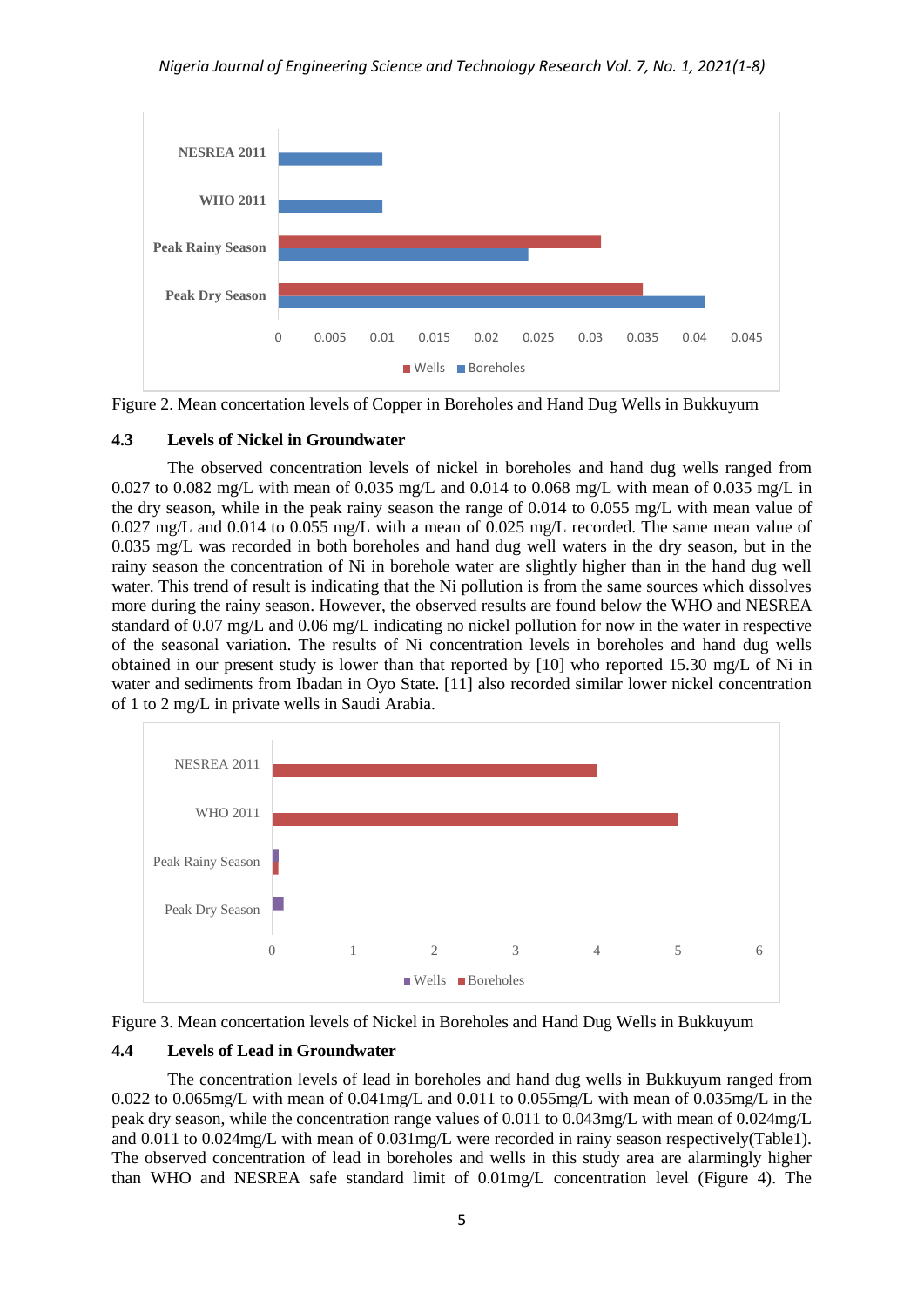Figure 2. Mean concertation levels of Copper in Boreholes and Hand Dug Wells in Bukkuyum

### 4.3 Levels of Nickel in Groundwater

The observed concentration levels of nickel in boreholes and hand dug wells ranged from 0.027 to 0.082 mg/L with mean of 0.035 mg/L and 0.014 to 0.068 mg/L with mean of 0.035 mg/L in the dry season, while in the peak rainy season the range of 0.014 to 0.055 mg/L with mean value of 0.027 mg/L and 0.014 to 0.055 mg/L with a mean of 0.025 mg/L recorded. The same mean value of 0.035 mg/L was recorded in both boreholes and hand dug well waters in the dry season, but in the rainy season the concentration of Ni in borehole water are slightly higher than in the hand dug well water. This trend of result is indicating that the Ni pollution is from the same sources which dissolves more during the rainy season. However, the observed results are found below the WHO and NESREA standard of 0.07 mg/L and 0.06 mg/L indicating no nickel pollution for now in the water in respective of the seasonal variation. The results of Ni concentration levels in boreholes and hand dug wells obtained in our present study is lower than that reported by [10] who reported 15.30 mg/L of Ni in water and sediments from Ibadan in Oyo State. [11] also recorded similar lower nickel concentration of 1 to 2 mg/L in private wells in Saudi Arabia.

Figure 3. Mean concertation levels of Nickel in Boreholes and Hand Dug Wells in Bukkuyum

### 4.4 Levels of Lead in Groundwater

The concentration levels of lead in boreholes and hand dug wells in Bukkuyum ranged from 0.022 to 0.065mg/L with mean of 0.041mg/L and 0.011 to 0.055mg/L with mean of 0.035mg/L in the peak dry season, while the concentration range values of 0.011 to 0.043mg/L with mean of 0.024mg/L and 0.011 to 0.024mg/L with mean of 0.031mg/L were recorded in rainy season respectively(Table1). The observed concentration of lead in boreholes and wells in this study area are alarmingly higher than WHO and NESREA safe standard limit of 0.01mg/L concentration level (Figure 4). The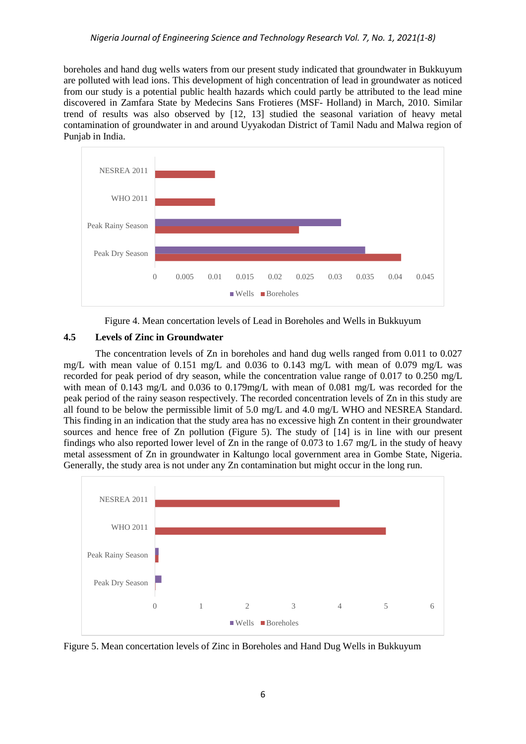boreholes and hand dug wells waters from our present study indicated that groundwater in Bukkuyum are polluted with lead ions. This development of high concentration of lead in groundwater as noticed from our study is a potential public health hazards which could partly be attributed to the lead mine discovered in Zamfara State by Medecins Sans Frotieres (MSF- Holland) in March, 2010. Similar trend of results was also observed by [12, 13] studied the seasonal variation of heavy metal contamination of groundwater in and around Uyyakodan District of Tamil Nadu and Malwa region of Punjab in India.

Figure 4. Mean concertation levels of Lead in Boreholes and Wells in Bukkuyum

### 4.5 Levels of Zinc in Groundwater

The concentration levels of Zn in boreholes and hand dug wells ranged from 0.011 to 0.027 mg/L with mean value of 0.151 mg/L and 0.036 to 0.143 mg/L with mean of 0.079 mg/L was recorded for peak period of dry season, while the concentration value range of 0.017 to 0.250 mg/L with mean of 0.143 mg/L and 0.036 to 0.179mg/L with mean of 0.081 mg/L was recorded for the peak period of the rainy season respectively. The recorded concentration levels of Zn in this study are all found to be below the permissible limit of 5.0 mg/L and 4.0 mg/L WHO and NESREA Standard. This finding in an indication that the study area has no excessive high Zn content in their groundwater sources and hence free of Zn pollution (Figure 5). The study of [14] is in line with our present findings who also reported lower level of Zn in the range of 0.073 to 1.67 mg/L in the study of heavy metal assessment of Zn in groundwater in Kaltungo local government area in Gombe State, Nigeria. Generally, the study area is not under any Zn contamination but might occur in the long run.

Figure 5. Mean concertation levels of Zinc in Boreholes and Hand Dug Wells in Bukkuyum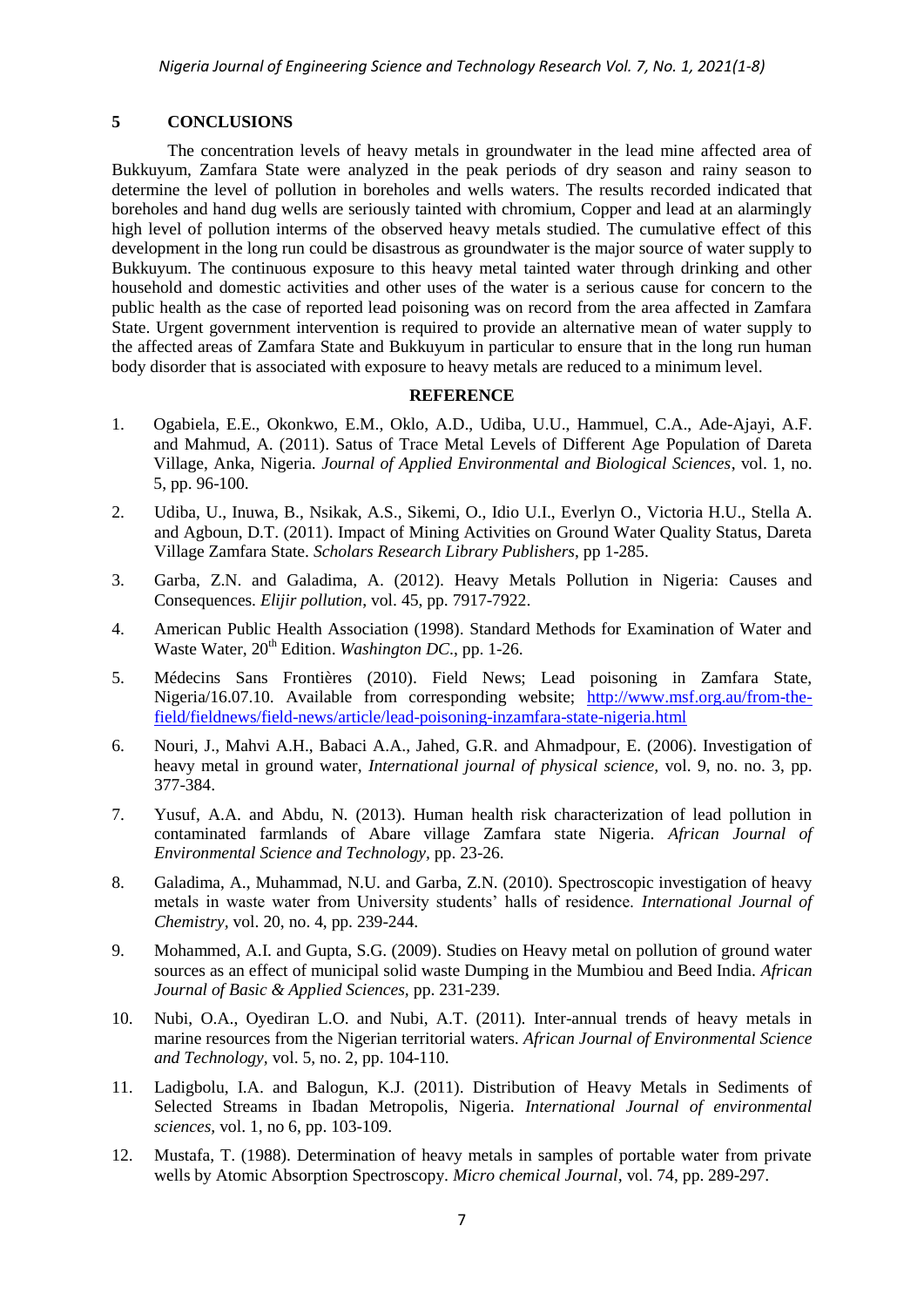## 5 CONCLUSIONS

The concentration levels of heavy metals in groundwater in the lead mine affected area of Bukkuyum, Zamfara State were analyzed in the peak periods of dry season and rainy season to determine the level of pollution in boreholes and wells waters. The results recorded indicated that boreholes and hand dug wells are seriously tainted with chromium, Copper and lead at an alarmingly high level of pollution interms of the observed heavy metals studied. The cumulative effect of this development in the long run could be disastrous as groundwater is the major source of water supply to Bukkuyum. The continuous exposure to this heavy metal tainted water through drinking and other household and domestic activities and other uses of the water is a serious cause for concern to the public health as the case of reported lead poisoning was on record from the area affected in Zamfara State. Urgent government intervention is required to provide an alternative mean of water supply to the affected areas of Zamfara State and Bukkuyum in particular to ensure that in the long run human body disorder that is associated with exposure to heavy metals are reduced to a minimum level.

## REFERENCE

1. Ogabiela, E.E., Okonkwo, E.M., Oklo, A.D., Udiba, U.U., Hammuel, C.A., Ade-Ajayi, A.F. and Mahmud, A. (2011). Satus of Trace Metal Levels of Different Age Population of Dareta Village, Anka, Nigeria. *Journal of Applied Environmental and Biological Sciences*, vol. 1, no. 5, pp. 96-100.
2. Udiba, U., Inuwa, B., Nsikak, A.S., Sikemi, O., Idio U.I., Everlyn O., Victoria H.U., Stella A. and Agboun, D.T. (2011). Impact of Mining Activities on Ground Water Quality Status, Dareta Village Zamfara State. *Scholars Research Library Publishers*, pp 1-285.
3. Garba, Z.N. and Galadima, A. (2012). Heavy Metals Pollution in Nigeria: Causes and Consequences. *Elijir pollution*, vol. 45, pp. 7917-7922.
4. American Public Health Association (1998). Standard Methods for Examination of Water and Waste Water, 20th Edition. *Washington DC.*, pp. 1-26.
5. Médecins Sans Frontières (2010). Field News; Lead poisoning in Zamfara State, Nigeria/16.07.10. Available from corresponding website; http://www.msf.org.au/from-the-field/fieldnews/field-news/article/lead-poisoning-inzamfara-state-nigeria.html
6. Nouri, J., Mahvi A.H., Babaci A.A., Jahed, G.R. and Ahmadpour, E. (2006). Investigation of heavy metal in ground water, *International journal of physical science*, vol. 9, no. no. 3, pp. 377-384.
7. Yusuf, A.A. and Abdu, N. (2013). Human health risk characterization of lead pollution in contaminated farmlands of Abare village Zamfara state Nigeria. *African Journal of Environmental Science and Technology*, pp. 23-26.
8. Galadima, A., Muhammad, N.U. and Garba, Z.N. (2010). Spectroscopic investigation of heavy metals in waste water from University students' halls of residence. *International Journal of Chemistry*, vol. 20, no. 4, pp. 239-244.
9. Mohammed, A.I. and Gupta, S.G. (2009). Studies on Heavy metal on pollution of ground water sources as an effect of municipal solid waste Dumping in the Mumbiou and Beed India. *African Journal of Basic & Applied Sciences*, pp. 231-239.
10. Nubi, O.A., Oyediran L.O. and Nubi, A.T. (2011). Inter-annual trends of heavy metals in marine resources from the Nigerian territorial waters. *African Journal of Environmental Science and Technology*, vol. 5, no. 2, pp. 104-110.
11. Ladigbolu, I.A. and Balogun, K.J. (2011). Distribution of Heavy Metals in Sediments of Selected Streams in Ibadan Metropolis, Nigeria. *International Journal of environmental sciences*, vol. 1, no 6, pp. 103-109.
12. Mustafa, T. (1988). Determination of heavy metals in samples of portable water from private wells by Atomic Absorption Spectroscopy. *Micro chemical Journal*, vol. 74, pp. 289-297.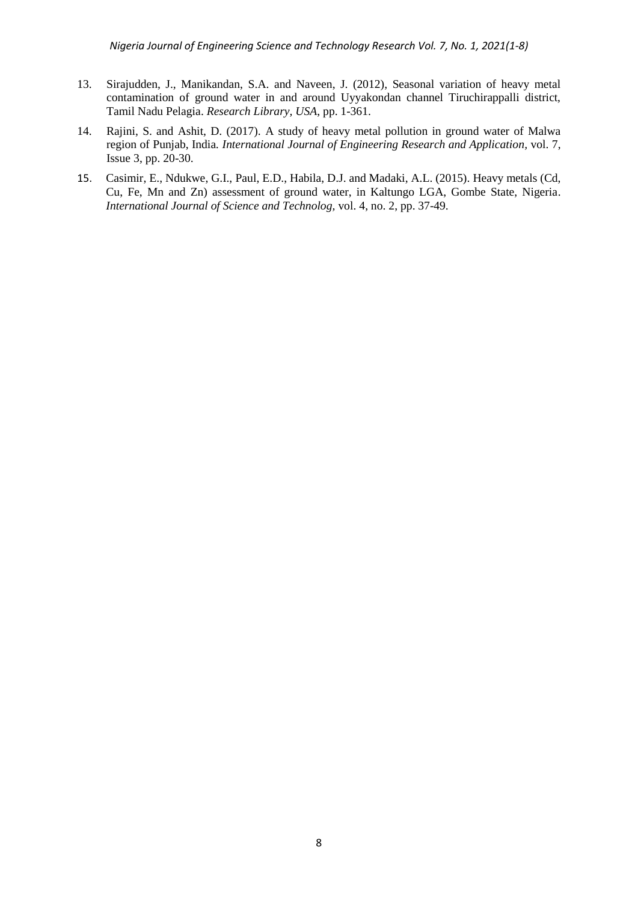13. Sirajudden, J., Manikandan, S.A. and Naveen, J. (2012), Seasonal variation of heavy metal contamination of ground water in and around Uyyakondan channel Tiruchirappalli district, Tamil Nadu Pelagia. *Research Library, USA*, pp. 1-361.
14. Rajini, S. and Ashit, D. (2017). A study of heavy metal pollution in ground water of Malwa region of Punjab, India. *International Journal of Engineering Research and Application*, vol. 7, Issue 3, pp. 20-30.
15. Casimir, E., Ndukwe, G.I., Paul, E.D., Habila, D.J. and Madaki, A.L. (2015). Heavy metals (Cd, Cu, Fe, Mn and Zn) assessment of ground water, in Kaltungo LGA, Gombe State, Nigeria. *International Journal of Science and Technolog*, vol. 4, no. 2, pp. 37-49.